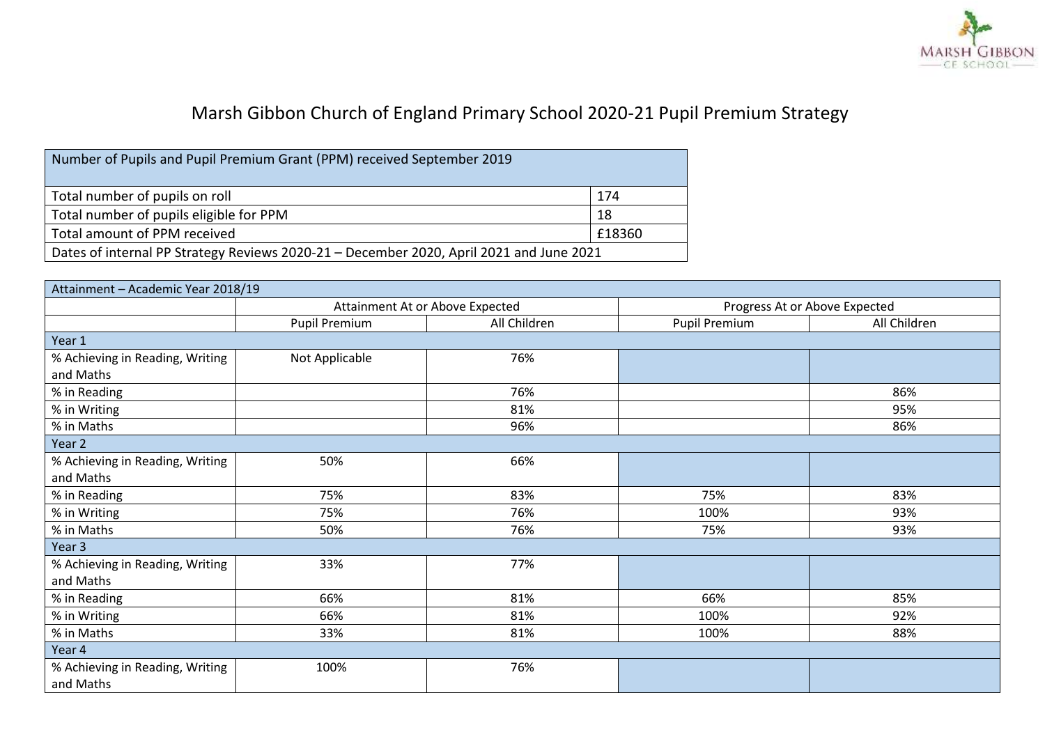# Marsh Gibbon Church of England Primary School 2020-21 Pupil Premium Strategy

| Number of Pupils and Pupil Premium Grant (PPM) received September 2019 | |
|---|---|
| Total number of pupils on roll | 174 |
| Total number of pupils eligible for PPM | 18 |
| Total amount of PPM received | £18360 |
| Dates of internal PP Strategy Reviews 2020-21 – December 2020, April 2021 and June 2021 | |

| Attainment – Academic Year 2018/19 | | | | |
|---|---|---|---|---|
| | Attainment At or Above Expected | | Progress At or Above Expected | |
| | Pupil Premium | All Children | Pupil Premium | All Children |
| Year 1 | | | | |
| % Achieving in Reading, Writing and Maths | Not Applicable | 76% | | |
| % in Reading | | 76% | | 86% |
| % in Writing | | 81% | | 95% |
| % in Maths | | 96% | | 86% |
| Year 2 | | | | |
| % Achieving in Reading, Writing and Maths | 50% | 66% | | |
| % in Reading | 75% | 83% | 75% | 83% |
| % in Writing | 75% | 76% | 100% | 93% |
| % in Maths | 50% | 76% | 75% | 93% |
| Year 3 | | | | |
| % Achieving in Reading, Writing and Maths | 33% | 77% | | |
| % in Reading | 66% | 81% | 66% | 85% |
| % in Writing | 66% | 81% | 100% | 92% |
| % in Maths | 33% | 81% | 100% | 88% |
| Year 4 | | | | |
| % Achieving in Reading, Writing and Maths | 100% | 76% | | |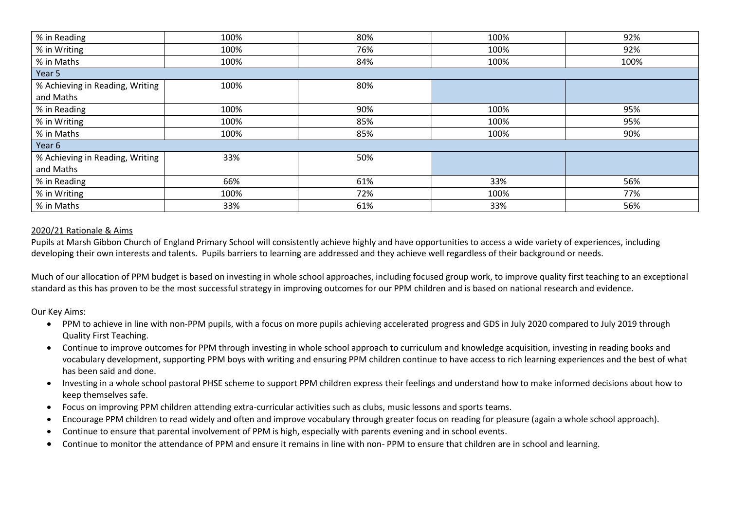| | | | | |
|---|---|---|---|---|
| % in Reading | 100% | 80% | 100% | 92% |
| % in Writing | 100% | 76% | 100% | 92% |
| % in Maths | 100% | 84% | 100% | 100% |
| Year 5 | | | | |
| % Achieving in Reading, Writing and Maths | 100% | 80% | | |
| % in Reading | 100% | 90% | 100% | 95% |
| % in Writing | 100% | 85% | 100% | 95% |
| % in Maths | 100% | 85% | 100% | 90% |
| Year 6 | | | | |
| % Achieving in Reading, Writing and Maths | 33% | 50% | | |
| % in Reading | 66% | 61% | 33% | 56% |
| % in Writing | 100% | 72% | 100% | 77% |
| % in Maths | 33% | 61% | 33% | 56% |

## 2020/21 Rationale & Aims

Pupils at Marsh Gibbon Church of England Primary School will consistently achieve highly and have opportunities to access a wide variety of experiences, including developing their own interests and talents. Pupils barriers to learning are addressed and they achieve well regardless of their background or needs.

Much of our allocation of PPM budget is based on investing in whole school approaches, including focused group work, to improve quality first teaching to an exceptional standard as this has proven to be the most successful strategy in improving outcomes for our PPM children and is based on national research and evidence.

Our Key Aims:

- PPM to achieve in line with non-PPM pupils, with a focus on more pupils achieving accelerated progress and GDS in July 2020 compared to July 2019 through Quality First Teaching.
- Continue to improve outcomes for PPM through investing in whole school approach to curriculum and knowledge acquisition, investing in reading books and vocabulary development, supporting PPM boys with writing and ensuring PPM children continue to have access to rich learning experiences and the best of what has been said and done.
- Investing in a whole school pastoral PHSE scheme to support PPM children express their feelings and understand how to make informed decisions about how to keep themselves safe.
- Focus on improving PPM children attending extra-curricular activities such as clubs, music lessons and sports teams.
- Encourage PPM children to read widely and often and improve vocabulary through greater focus on reading for pleasure (again a whole school approach).
- Continue to ensure that parental involvement of PPM is high, especially with parents evening and in school events.
- Continue to monitor the attendance of PPM and ensure it remains in line with non- PPM to ensure that children are in school and learning.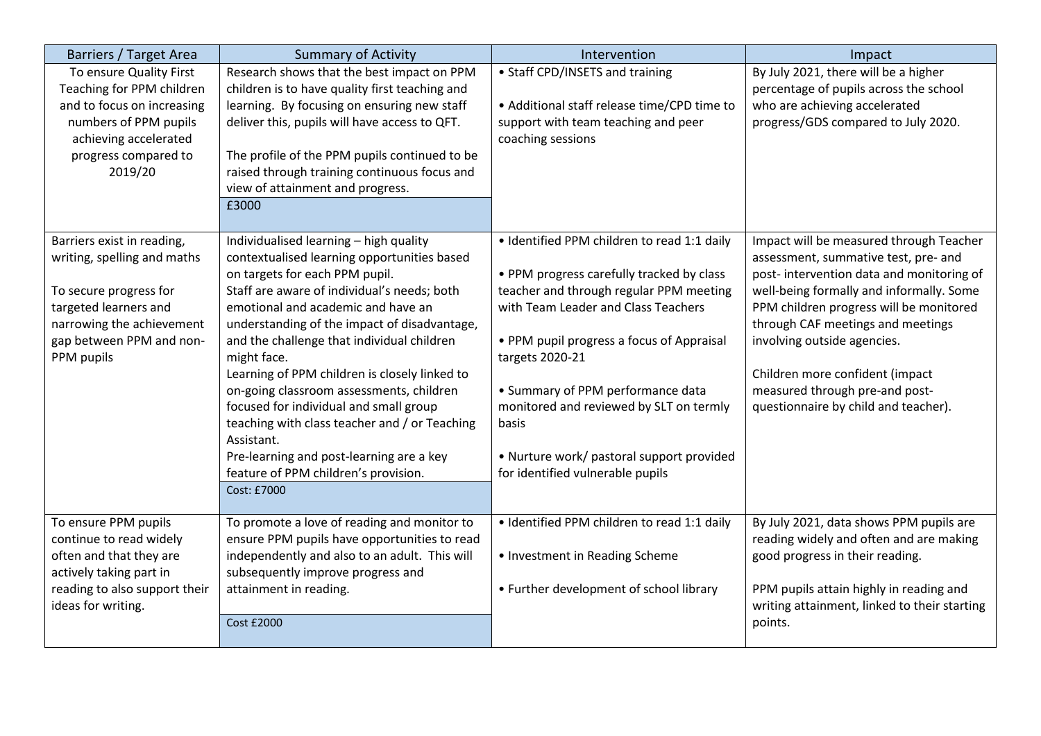| Barriers / Target Area | Summary of Activity | Intervention | Impact |
| --- | --- | --- | --- |
| To ensure Quality First Teaching for PPM children and to focus on increasing numbers of PPM pupils achieving accelerated progress compared to 2019/20 | Research shows that the best impact on PPM children is to have quality first teaching and learning. By focusing on ensuring new staff deliver this, pupils will have access to QFT.<br><br>The profile of the PPM pupils continued to be raised through training continuous focus and view of attainment and progress.<br><br>£3000 | • Staff CPD/INSETS and training<br><br>• Additional staff release time/CPD time to support with team teaching and peer coaching sessions | By July 2021, there will be a higher percentage of pupils across the school who are achieving accelerated progress/GDS compared to July 2020. |
| Barriers exist in reading, writing, spelling and maths<br><br>To secure progress for targeted learners and narrowing the achievement gap between PPM and non-PPM pupils | Individualised learning – high quality contextualised learning opportunities based on targets for each PPM pupil.<br>Staff are aware of individual's needs; both emotional and academic and have an understanding of the impact of disadvantage, and the challenge that individual children might face.<br>Learning of PPM children is closely linked to on-going classroom assessments, children focused for individual and small group teaching with class teacher and / or Teaching Assistant.<br>Pre-learning and post-learning are a key feature of PPM children's provision.<br><br>Cost: £7000 | • Identified PPM children to read 1:1 daily<br><br>• PPM progress carefully tracked by class teacher and through regular PPM meeting with Team Leader and Class Teachers<br><br>• PPM pupil progress a focus of Appraisal targets 2020-21<br><br>• Summary of PPM performance data monitored and reviewed by SLT on termly basis<br><br>• Nurture work/ pastoral support provided for identified vulnerable pupils | Impact will be measured through Teacher assessment, summative test, pre- and post- intervention data and monitoring of well-being formally and informally. Some PPM children progress will be monitored through CAF meetings and meetings involving outside agencies.<br><br>Children more confident (impact measured through pre-and post-questionnaire by child and teacher). |
| To ensure PPM pupils continue to read widely often and that they are actively taking part in reading to also support their ideas for writing. | To promote a love of reading and monitor to ensure PPM pupils have opportunities to read independently and also to an adult. This will subsequently improve progress and attainment in reading.<br><br>Cost £2000 | • Identified PPM children to read 1:1 daily<br><br>• Investment in Reading Scheme<br><br>• Further development of school library | By July 2021, data shows PPM pupils are reading widely and often and are making good progress in their reading.<br><br>PPM pupils attain highly in reading and writing attainment, linked to their starting points. |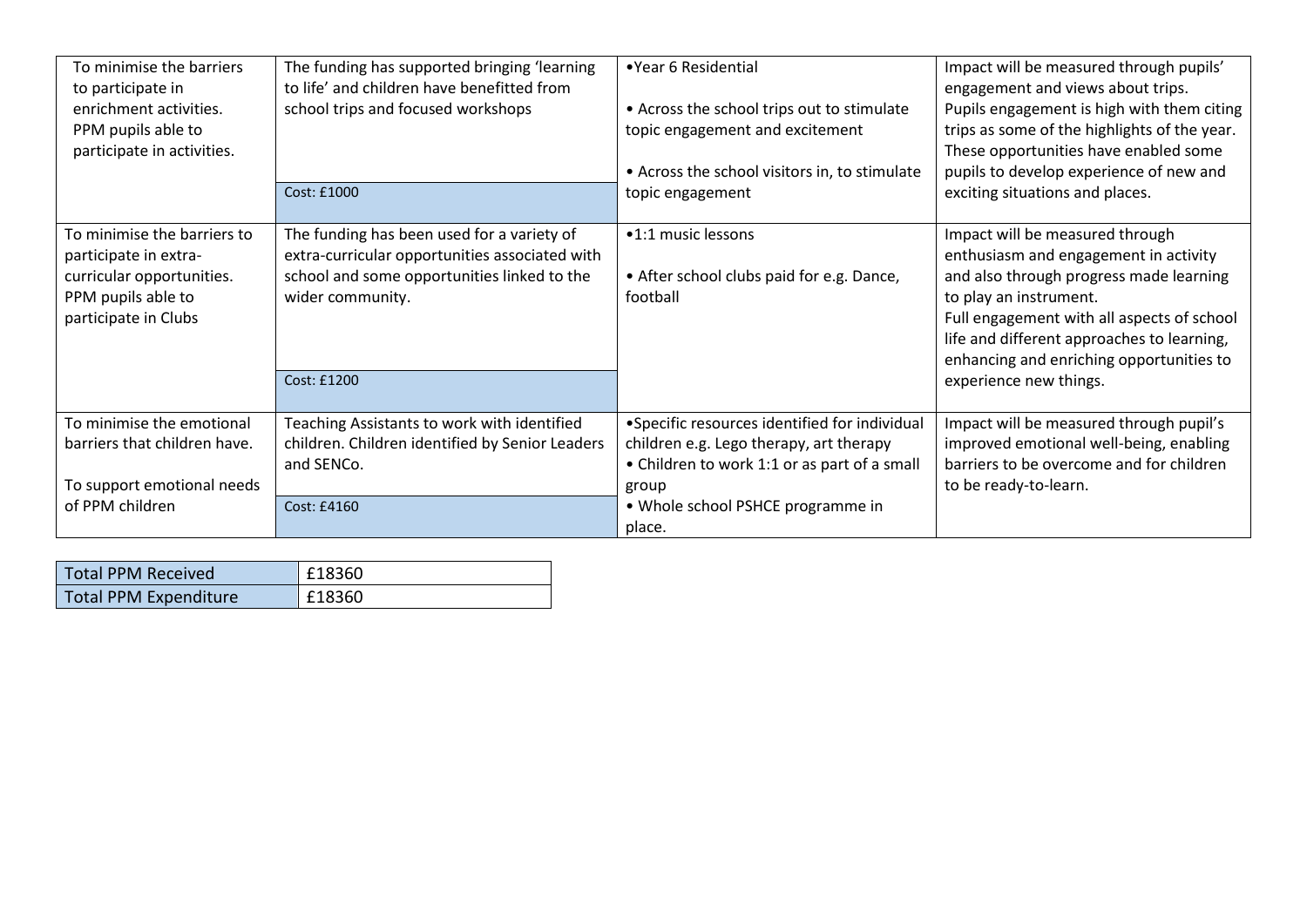| | | | |
|---|---|---|---|
| To minimise the barriers to participate in enrichment activities. PPM pupils able to participate in activities. | The funding has supported bringing 'learning to life' and children have benefitted from school trips and focused workshops<br><br>Cost: £1000 | •Year 6 Residential<br><br>• Across the school trips out to stimulate topic engagement and excitement<br><br>• Across the school visitors in, to stimulate topic engagement | Impact will be measured through pupils' engagement and views about trips. Pupils engagement is high with them citing trips as some of the highlights of the year. These opportunities have enabled some pupils to develop experience of new and exciting situations and places. |
| To minimise the barriers to participate in extra-curricular opportunities. PPM pupils able to participate in Clubs | The funding has been used for a variety of extra-curricular opportunities associated with school and some opportunities linked to the wider community.<br><br>Cost: £1200 | •1:1 music lessons<br><br>• After school clubs paid for e.g. Dance, football | Impact will be measured through enthusiasm and engagement in activity and also through progress made learning to play an instrument.<br>Full engagement with all aspects of school life and different approaches to learning, enhancing and enriching opportunities to experience new things. |
| To minimise the emotional barriers that children have.<br><br>To support emotional needs of PPM children | Teaching Assistants to work with identified children. Children identified by Senior Leaders and SENCo.<br><br>Cost: £4160 | •Specific resources identified for individual children e.g. Lego therapy, art therapy<br>• Children to work 1:1 or as part of a small group<br>• Whole school PSHCE programme in place. | Impact will be measured through pupil's improved emotional well-being, enabling barriers to be overcome and for children to be ready-to-learn. |

| | |
|---|---|
| Total PPM Received | £18360 |
| Total PPM Expenditure | £18360 |